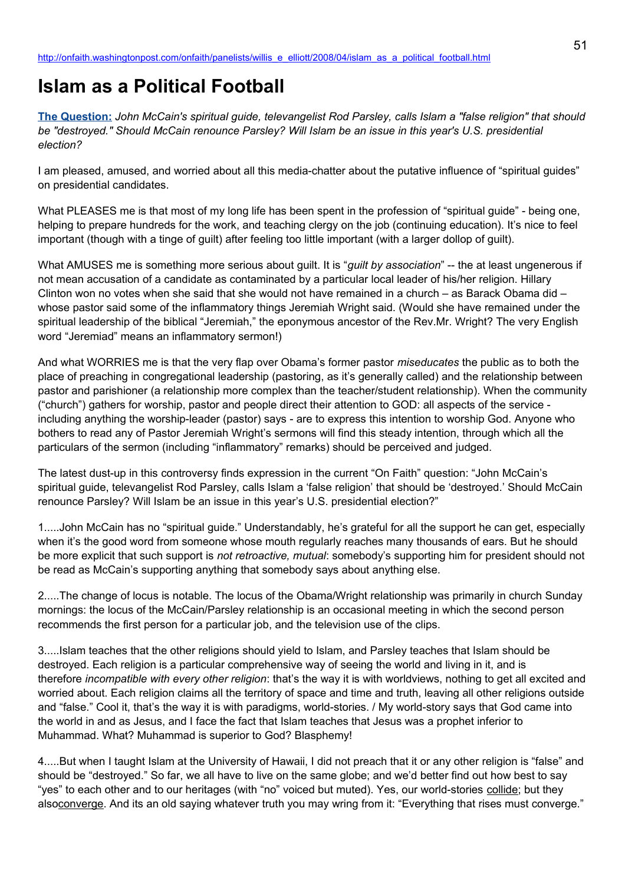http://onfaith.washingtonpost.com/onfaith/panelists/willis_e_elliott/2008/04/islam_as_a_political_football.html

# Islam as a Political Football

**The Question:** *John McCain's spiritual guide, televangelist Rod Parsley, calls Islam a "false religion" that should be "destroyed." Should McCain renounce Parsley? Will Islam be an issue in this year's U.S. presidential election?*

I am pleased, amused, and worried about all this media-chatter about the putative influence of "spiritual guides" on presidential candidates.

What PLEASES me is that most of my long life has been spent in the profession of "spiritual guide" - being one, helping to prepare hundreds for the work, and teaching clergy on the job (continuing education). It's nice to feel important (though with a tinge of guilt) after feeling too little important (with a larger dollop of guilt).

What AMUSES me is something more serious about guilt. It is "*guilt by association*" -- the at least ungenerous if not mean accusation of a candidate as contaminated by a particular local leader of his/her religion. Hillary Clinton won no votes when she said that she would not have remained in a church – as Barack Obama did – whose pastor said some of the inflammatory things Jeremiah Wright said. (Would she have remained under the spiritual leadership of the biblical "Jeremiah," the eponymous ancestor of the Rev.Mr. Wright? The very English word "Jeremiad" means an inflammatory sermon!)

And what WORRIES me is that the very flap over Obama's former pastor *miseducates* the public as to both the place of preaching in congregational leadership (pastoring, as it's generally called) and the relationship between pastor and parishioner (a relationship more complex than the teacher/student relationship). When the community ("church") gathers for worship, pastor and people direct their attention to GOD: all aspects of the service - including anything the worship-leader (pastor) says - are to express this intention to worship God. Anyone who bothers to read any of Pastor Jeremiah Wright's sermons will find this steady intention, through which all the particulars of the sermon (including "inflammatory" remarks) should be perceived and judged.

The latest dust-up in this controversy finds expression in the current "On Faith" question: "John McCain's spiritual guide, televangelist Rod Parsley, calls Islam a 'false religion' that should be 'destroyed.' Should McCain renounce Parsley? Will Islam be an issue in this year's U.S. presidential election?"

1.....John McCain has no "spiritual guide." Understandably, he's grateful for all the support he can get, especially when it's the good word from someone whose mouth regularly reaches many thousands of ears. But he should be more explicit that such support is *not retroactive, mutual*: somebody's supporting him for president should not be read as McCain's supporting anything that somebody says about anything else.

2.....The change of locus is notable. The locus of the Obama/Wright relationship was primarily in church Sunday mornings: the locus of the McCain/Parsley relationship is an occasional meeting in which the second person recommends the first person for a particular job, and the television use of the clips.

3.....Islam teaches that the other religions should yield to Islam, and Parsley teaches that Islam should be destroyed. Each religion is a particular comprehensive way of seeing the world and living in it, and is therefore *incompatible with every other religion*: that's the way it is with worldviews, nothing to get all excited and worried about. Each religion claims all the territory of space and time and truth, leaving all other religions outside and "false." Cool it, that's the way it is with paradigms, world-stories. / My world-story says that God came into the world in and as Jesus, and I face the fact that Islam teaches that Jesus was a prophet inferior to Muhammad. What? Muhammad is superior to God? Blasphemy!

4.....But when I taught Islam at the University of Hawaii, I did not preach that it or any other religion is "false" and should be "destroyed." So far, we all have to live on the same globe; and we'd better find out how best to say "yes" to each other and to our heritages (with "no" voiced but muted). Yes, our world-stories collide; but they alsoconverge. And its an old saying whatever truth you may wring from it: "Everything that rises must converge."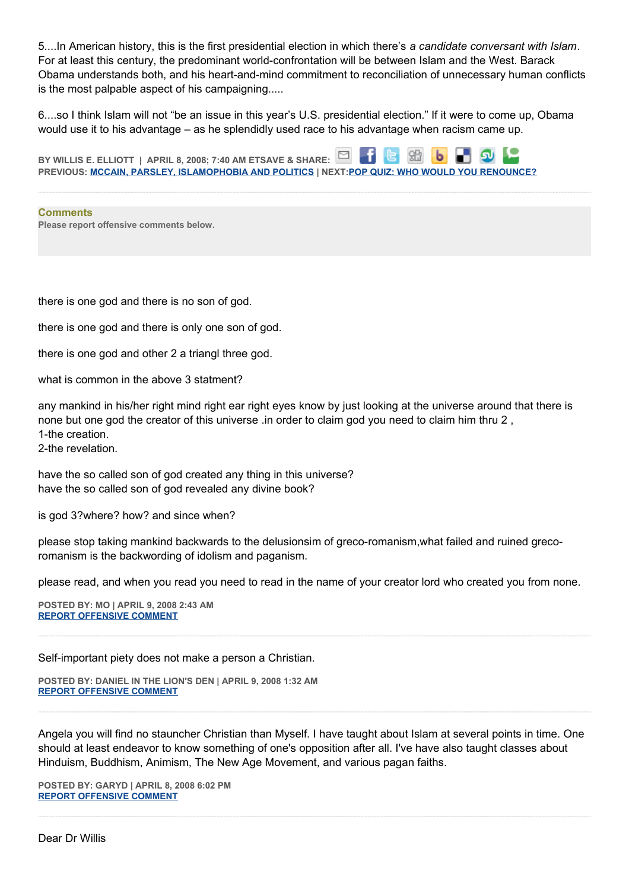5....In American history, this is the first presidential election in which there's *a candidate conversant with Islam*. For at least this century, the predominant world-confrontation will be between Islam and the West. Barack Obama understands both, and his heart-and-mind commitment to reconciliation of unnecessary human conflicts is the most palpable aspect of his campaigning.....

6....so I think Islam will not "be an issue in this year's U.S. presidential election." If it were to come up, Obama would use it to his advantage – as he splendidly used race to his advantage when racism came up.

**BY WILLIS E. ELLIOTT | APRIL 8, 2008; 7:40 AM ET SAVE & SHARE:**
**PREVIOUS: MCCAIN, PARSLEY, ISLAMOPHOBIA AND POLITICS | NEXT: POP QUIZ: WHO WOULD YOU RENOUNCE?**

---

**Comments**
**Please report offensive comments below.**

there is one god and there is no son of god.

there is one god and there is only one son of god.

there is one god and other 2 a triangl three god.

what is common in the above 3 statment?

any mankind in his/her right mind right ear right eyes know by just looking at the universe around that there is none but one god the creator of this universe .in order to claim god you need to claim him thru 2 ,
1-the creation.
2-the revelation.

have the so called son of god created any thing in this universe?
have the so called son of god revealed any divine book?

is god 3?where? how? and since when?

please stop taking mankind backwards to the delusionsim of greco-romanism,what failed and ruined greco-romanism is the backwording of idolism and paganism.

please read, and when you read you need to read in the name of your creator lord who created you from none.

**POSTED BY: MO | APRIL 9, 2008 2:43 AM**
**REPORT OFFENSIVE COMMENT**

---

Self-important piety does not make a person a Christian.

**POSTED BY: DANIEL IN THE LION'S DEN | APRIL 9, 2008 1:32 AM**
**REPORT OFFENSIVE COMMENT**

---

Angela you will find no stauncher Christian than Myself. I have taught about Islam at several points in time. One should at least endeavor to know something of one's opposition after all. I've have also taught classes about Hinduism, Buddhism, Animism, The New Age Movement, and various pagan faiths.

**POSTED BY: GARYD | APRIL 8, 2008 6:02 PM**
**REPORT OFFENSIVE COMMENT**

---

Dear Dr Willis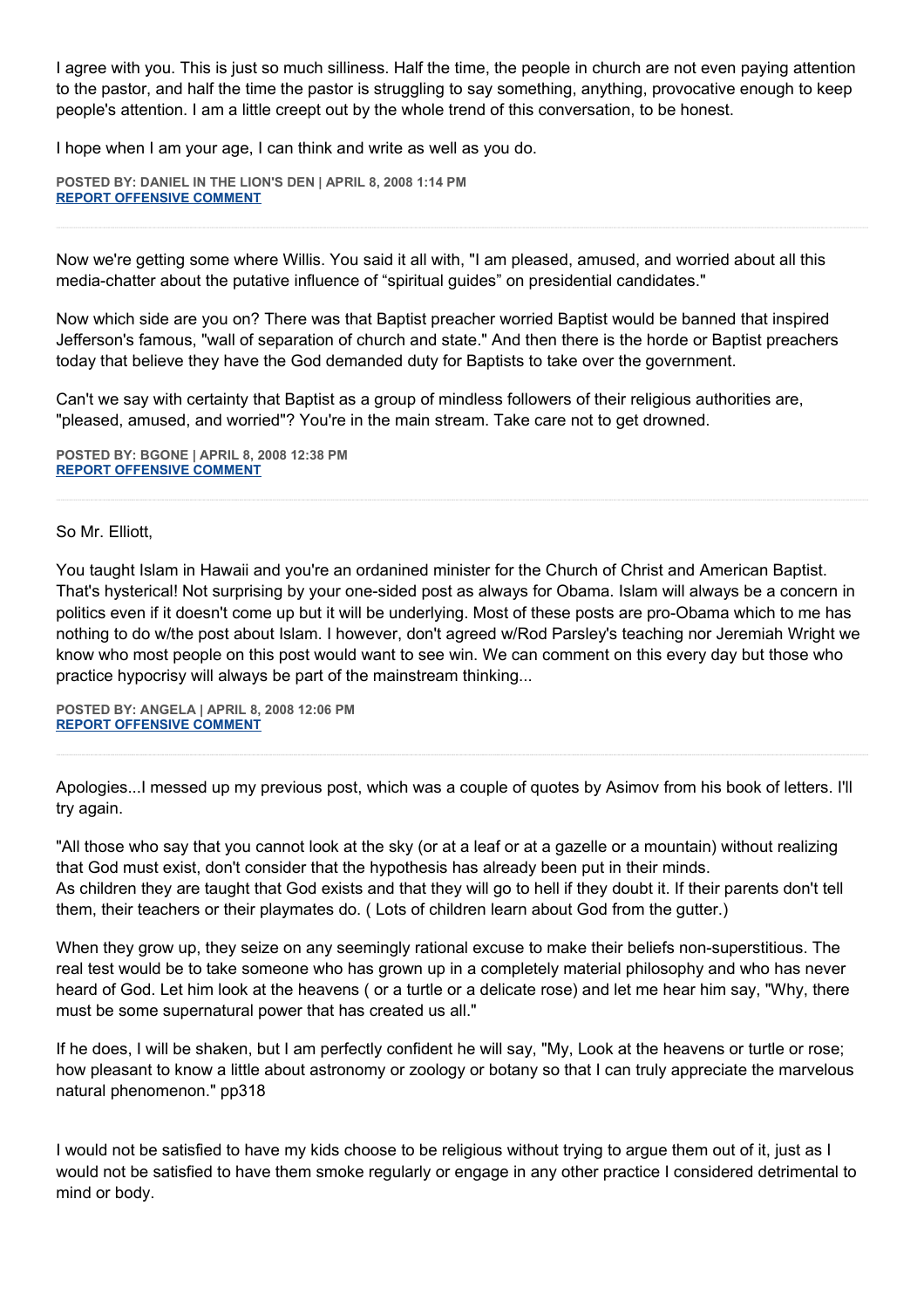I agree with you. This is just so much silliness. Half the time, the people in church are not even paying attention to the pastor, and half the time the pastor is struggling to say something, anything, provocative enough to keep people's attention. I am a little creept out by the whole trend of this conversation, to be honest.

I hope when I am your age, I can think and write as well as you do.

**POSTED BY: DANIEL IN THE LION'S DEN | APRIL 8, 2008 1:14 PM**
**REPORT OFFENSIVE COMMENT**

---

Now we're getting some where Willis. You said it all with, "I am pleased, amused, and worried about all this media-chatter about the putative influence of “spiritual guides” on presidential candidates."

Now which side are you on? There was that Baptist preacher worried Baptist would be banned that inspired Jefferson's famous, "wall of separation of church and state." And then there is the horde or Baptist preachers today that believe they have the God demanded duty for Baptists to take over the government.

Can't we say with certainty that Baptist as a group of mindless followers of their religious authorities are, "pleased, amused, and worried"? You're in the main stream. Take care not to get drowned.

**POSTED BY: BGONE | APRIL 8, 2008 12:38 PM**
**REPORT OFFENSIVE COMMENT**

---

So Mr. Elliott,

You taught Islam in Hawaii and you're an ordanined minister for the Church of Christ and American Baptist. That's hysterical! Not surprising by your one-sided post as always for Obama. Islam will always be a concern in politics even if it doesn't come up but it will be underlying. Most of these posts are pro-Obama which to me has nothing to do w/the post about Islam. I however, don't agreed w/Rod Parsley's teaching nor Jeremiah Wright we know who most people on this post would want to see win. We can comment on this every day but those who practice hypocrisy will always be part of the mainstream thinking...

**POSTED BY: ANGELA | APRIL 8, 2008 12:06 PM**
**REPORT OFFENSIVE COMMENT**

---

Apologies...I messed up my previous post, which was a couple of quotes by Asimov from his book of letters. I'll try again.

"All those who say that you cannot look at the sky (or at a leaf or at a gazelle or a mountain) without realizing that God must exist, don't consider that the hypothesis has already been put in their minds.
As children they are taught that God exists and that they will go to hell if they doubt it. If their parents don't tell them, their teachers or their playmates do. ( Lots of children learn about God from the gutter.)

When they grow up, they seize on any seemingly rational excuse to make their beliefs non-superstitious. The real test would be to take someone who has grown up in a completely material philosophy and who has never heard of God. Let him look at the heavens ( or a turtle or a delicate rose) and let me hear him say, "Why, there must be some supernatural power that has created us all."

If he does, I will be shaken, but I am perfectly confident he will say, "My, Look at the heavens or turtle or rose; how pleasant to know a little about astronomy or zoology or botany so that I can truly appreciate the marvelous natural phenomenon." pp318

I would not be satisfied to have my kids choose to be religious without trying to argue them out of it, just as I would not be satisfied to have them smoke regularly or engage in any other practice I considered detrimental to mind or body.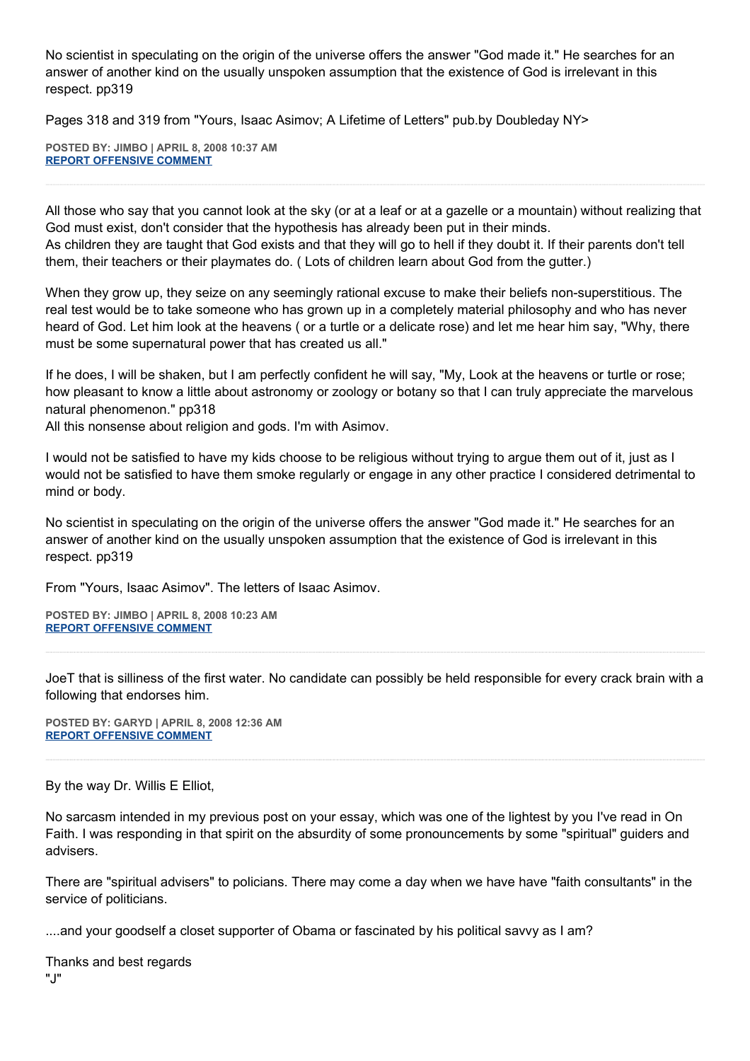No scientist in speculating on the origin of the universe offers the answer "God made it." He searches for an answer of another kind on the usually unspoken assumption that the existence of God is irrelevant in this respect. pp319

Pages 318 and 319 from "Yours, Isaac Asimov; A Lifetime of Letters" pub.by Doubleday NY>

**POSTED BY: JIMBO | APRIL 8, 2008 10:37 AM**
**REPORT OFFENSIVE COMMENT**

---

All those who say that you cannot look at the sky (or at a leaf or at a gazelle or a mountain) without realizing that God must exist, don't consider that the hypothesis has already been put in their minds.
As children they are taught that God exists and that they will go to hell if they doubt it. If their parents don't tell them, their teachers or their playmates do. ( Lots of children learn about God from the gutter.)

When they grow up, they seize on any seemingly rational excuse to make their beliefs non-superstitious. The real test would be to take someone who has grown up in a completely material philosophy and who has never heard of God. Let him look at the heavens ( or a turtle or a delicate rose) and let me hear him say, "Why, there must be some supernatural power that has created us all."

If he does, I will be shaken, but I am perfectly confident he will say, "My, Look at the heavens or turtle or rose; how pleasant to know a little about astronomy or zoology or botany so that I can truly appreciate the marvelous natural phenomenon." pp318
All this nonsense about religion and gods. I'm with Asimov.

I would not be satisfied to have my kids choose to be religious without trying to argue them out of it, just as I would not be satisfied to have them smoke regularly or engage in any other practice I considered detrimental to mind or body.

No scientist in speculating on the origin of the universe offers the answer "God made it." He searches for an answer of another kind on the usually unspoken assumption that the existence of God is irrelevant in this respect. pp319

From "Yours, Isaac Asimov". The letters of Isaac Asimov.

**POSTED BY: JIMBO | APRIL 8, 2008 10:23 AM**
**REPORT OFFENSIVE COMMENT**

---

JoeT that is silliness of the first water. No candidate can possibly be held responsible for every crack brain with a following that endorses him.

**POSTED BY: GARYD | APRIL 8, 2008 12:36 AM**
**REPORT OFFENSIVE COMMENT**

---

By the way Dr. Willis E Elliot,

No sarcasm intended in my previous post on your essay, which was one of the lightest by you I've read in On Faith. I was responding in that spirit on the absurdity of some pronouncements by some "spiritual" guiders and advisers.

There are "spiritual advisers" to policians. There may come a day when we have have "faith consultants" in the service of politicians.

....and your goodself a closet supporter of Obama or fascinated by his political savvy as I am?

Thanks and best regards
"J"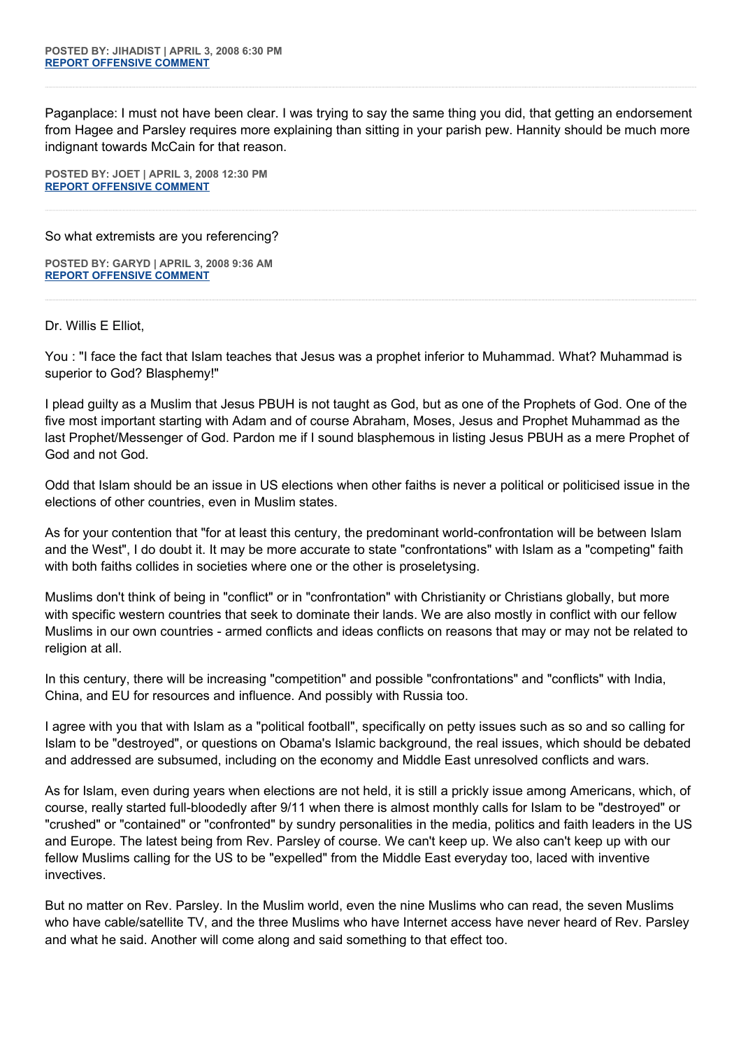**POSTED BY: JIHADIST | APRIL 3, 2008 6:30 PM**
**REPORT OFFENSIVE COMMENT**

---

Paganplace: I must not have been clear. I was trying to say the same thing you did, that getting an endorsement from Hagee and Parsley requires more explaining than sitting in your parish pew. Hannity should be much more indignant towards McCain for that reason.

**POSTED BY: JOET | APRIL 3, 2008 12:30 PM**
**REPORT OFFENSIVE COMMENT**

---

So what extremists are you referencing?

**POSTED BY: GARYD | APRIL 3, 2008 9:36 AM**
**REPORT OFFENSIVE COMMENT**

---

Dr. Willis E Elliot,

You : "I face the fact that Islam teaches that Jesus was a prophet inferior to Muhammad. What? Muhammad is superior to God? Blasphemy!"

I plead guilty as a Muslim that Jesus PBUH is not taught as God, but as one of the Prophets of God. One of the five most important starting with Adam and of course Abraham, Moses, Jesus and Prophet Muhammad as the last Prophet/Messenger of God. Pardon me if I sound blasphemous in listing Jesus PBUH as a mere Prophet of God and not God.

Odd that Islam should be an issue in US elections when other faiths is never a political or politicised issue in the elections of other countries, even in Muslim states.

As for your contention that "for at least this century, the predominant world-confrontation will be between Islam and the West", I do doubt it. It may be more accurate to state "confrontations" with Islam as a "competing" faith with both faiths collides in societies where one or the other is proseletysing.

Muslims don't think of being in "conflict" or in "confrontation" with Christianity or Christians globally, but more with specific western countries that seek to dominate their lands. We are also mostly in conflict with our fellow Muslims in our own countries - armed conflicts and ideas conflicts on reasons that may or may not be related to religion at all.

In this century, there will be increasing "competition" and possible "confrontations" and "conflicts" with India, China, and EU for resources and influence. And possibly with Russia too.

I agree with you that with Islam as a "political football", specifically on petty issues such as so and so calling for Islam to be "destroyed", or questions on Obama's Islamic background, the real issues, which should be debated and addressed are subsumed, including on the economy and Middle East unresolved conflicts and wars.

As for Islam, even during years when elections are not held, it is still a prickly issue among Americans, which, of course, really started full-bloodedly after 9/11 when there is almost monthly calls for Islam to be "destroyed" or "crushed" or "contained" or "confronted" by sundry personalities in the media, politics and faith leaders in the US and Europe. The latest being from Rev. Parsley of course. We can't keep up. We also can't keep up with our fellow Muslims calling for the US to be "expelled" from the Middle East everyday too, laced with inventive invectives.

But no matter on Rev. Parsley. In the Muslim world, even the nine Muslims who can read, the seven Muslims who have cable/satellite TV, and the three Muslims who have Internet access have never heard of Rev. Parsley and what he said. Another will come along and said something to that effect too.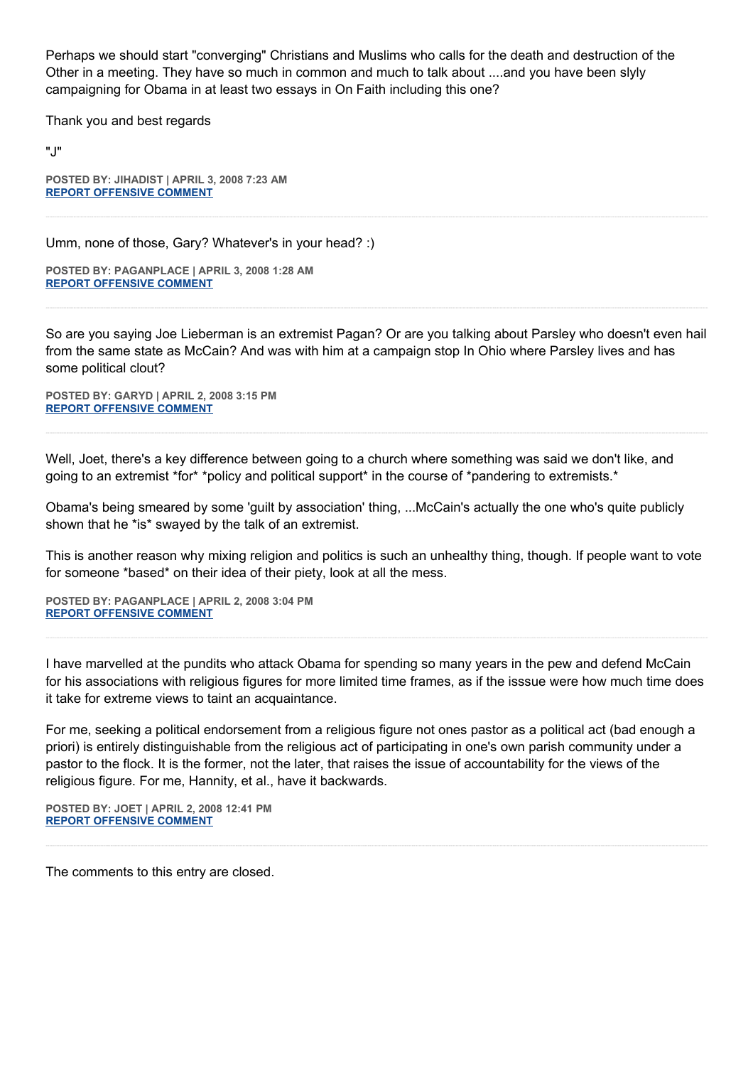Perhaps we should start "converging" Christians and Muslims who calls for the death and destruction of the Other in a meeting. They have so much in common and much to talk about ....and you have been slyly campaigning for Obama in at least two essays in On Faith including this one?

Thank you and best regards

"J"

**POSTED BY: JIHADIST | APRIL 3, 2008 7:23 AM**
**REPORT OFFENSIVE COMMENT**

---

Umm, none of those, Gary? Whatever's in your head? :)

**POSTED BY: PAGANPLACE | APRIL 3, 2008 1:28 AM**
**REPORT OFFENSIVE COMMENT**

---

So are you saying Joe Lieberman is an extremist Pagan? Or are you talking about Parsley who doesn't even hail from the same state as McCain? And was with him at a campaign stop In Ohio where Parsley lives and has some political clout?

**POSTED BY: GARYD | APRIL 2, 2008 3:15 PM**
**REPORT OFFENSIVE COMMENT**

---

Well, Joet, there's a key difference between going to a church where something was said we don't like, and going to an extremist *for* *policy and political support* in the course of *pandering to extremists.*

Obama's being smeared by some 'guilt by association' thing, ...McCain's actually the one who's quite publicly shown that he *is* swayed by the talk of an extremist.

This is another reason why mixing religion and politics is such an unhealthy thing, though. If people want to vote for someone *based* on their idea of their piety, look at all the mess.

**POSTED BY: PAGANPLACE | APRIL 2, 2008 3:04 PM**
**REPORT OFFENSIVE COMMENT**

---

I have marvelled at the pundits who attack Obama for spending so many years in the pew and defend McCain for his associations with religious figures for more limited time frames, as if the isssue were how much time does it take for extreme views to taint an acquaintance.

For me, seeking a political endorsement from a religious figure not ones pastor as a political act (bad enough a priori) is entirely distinguishable from the religious act of participating in one's own parish community under a pastor to the flock. It is the former, not the later, that raises the issue of accountability for the views of the religious figure. For me, Hannity, et al., have it backwards.

**POSTED BY: JOET | APRIL 2, 2008 12:41 PM**
**REPORT OFFENSIVE COMMENT**

---

The comments to this entry are closed.